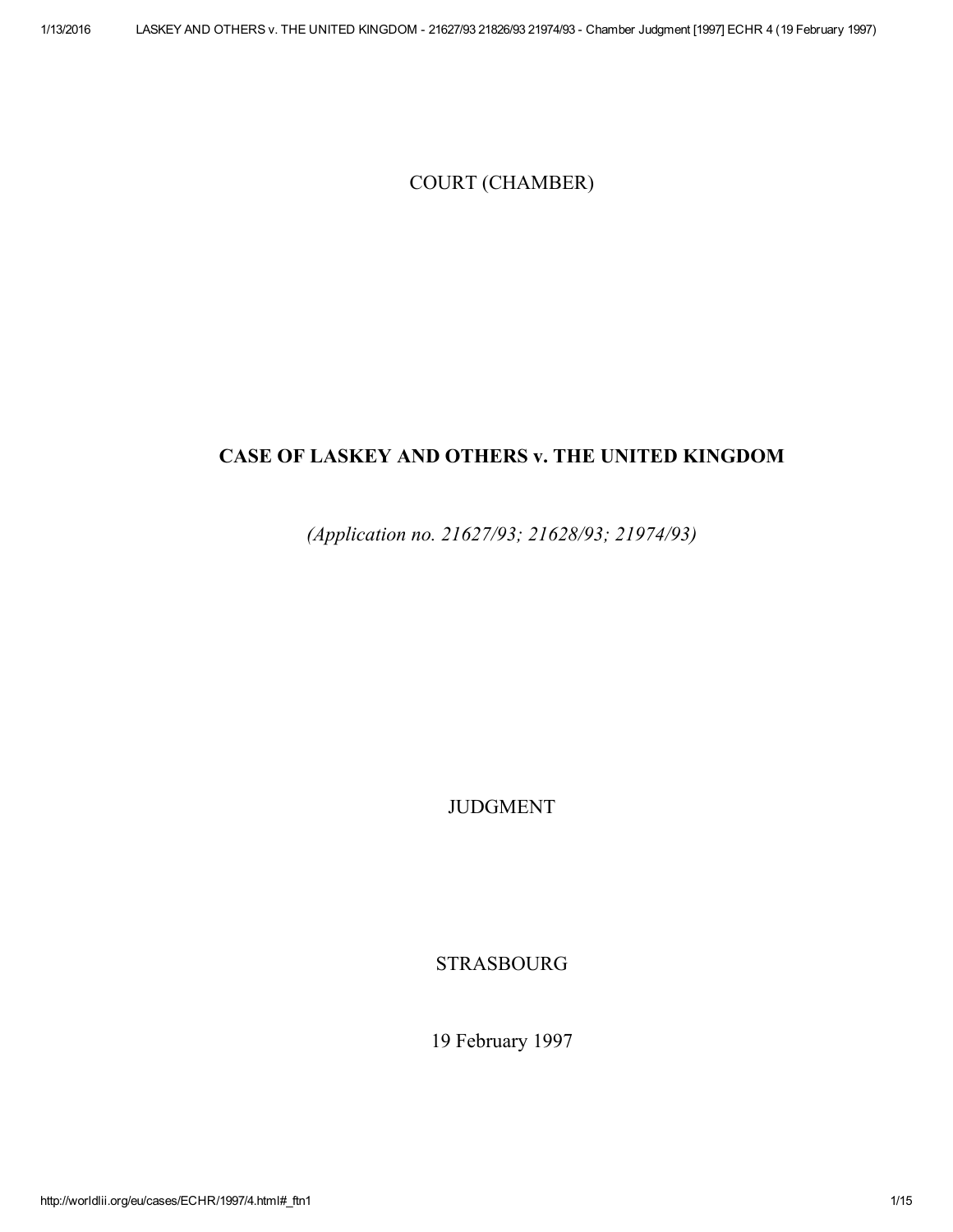COURT (CHAMBER)

# CASE OF LASKEY AND OTHERS v. THE UNITED KINGDOM

*(Application no. 21627/93; 21628/93; 21974/93)*

JUDGMENT

STRASBOURG

19 February 1997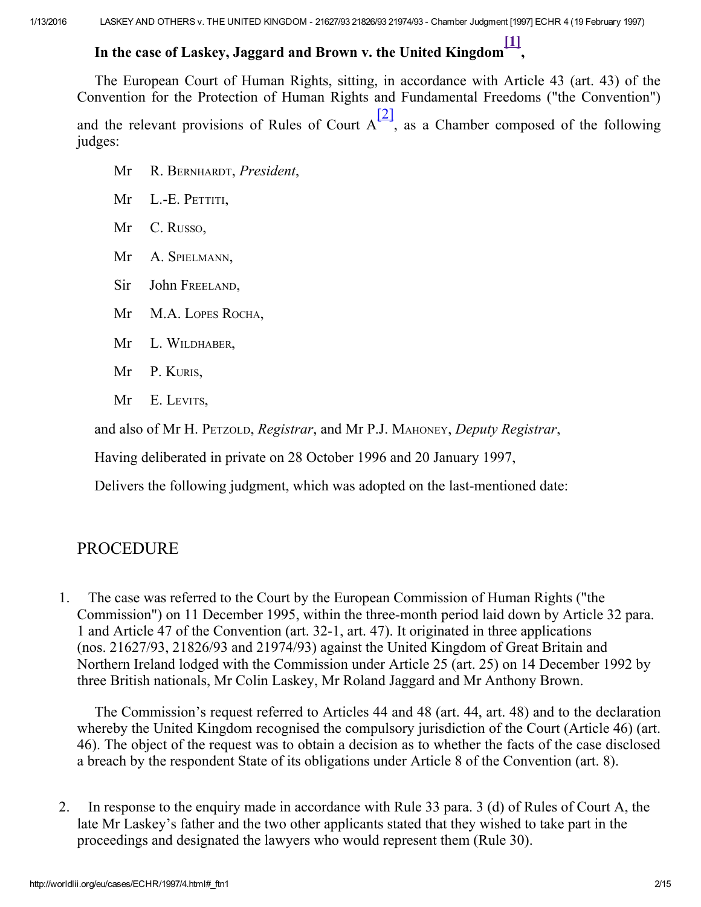**In the case of Laskey, Jaggard and Brown v. the United Kingdom[1],**

The European Court of Human Rights, sitting, in accordance with Article 43 (art. 43) of the Convention for the Protection of Human Rights and Fundamental Freedoms ("the Convention") and the relevant provisions of Rules of Court A[2], as a Chamber composed of the following judges:

Mr R. Bernhardt, *President*,

Mr L.-E. Pettiti,

Mr C. Russo,

Mr A. Spielmann,

Sir John Freeland,

Mr M.A. Lopes Rocha,

Mr L. Wildhaber,

Mr P. Kuris,

Mr E. Levits,

and also of Mr H. Petzold, *Registrar*, and Mr P.J. Mahoney, *Deputy Registrar*,

Having deliberated in private on 28 October 1996 and 20 January 1997,

Delivers the following judgment, which was adopted on the last-mentioned date:

## PROCEDURE

1. The case was referred to the Court by the European Commission of Human Rights ("the Commission") on 11 December 1995, within the three-month period laid down by Article 32 para. 1 and Article 47 of the Convention (art. 32-1, art. 47). It originated in three applications (nos. 21627/93, 21826/93 and 21974/93) against the United Kingdom of Great Britain and Northern Ireland lodged with the Commission under Article 25 (art. 25) on 14 December 1992 by three British nationals, Mr Colin Laskey, Mr Roland Jaggard and Mr Anthony Brown.

   The Commission's request referred to Articles 44 and 48 (art. 44, art. 48) and to the declaration whereby the United Kingdom recognised the compulsory jurisdiction of the Court (Article 46) (art. 46). The object of the request was to obtain a decision as to whether the facts of the case disclosed a breach by the respondent State of its obligations under Article 8 of the Convention (art. 8).

2. In response to the enquiry made in accordance with Rule 33 para. 3 (d) of Rules of Court A, the late Mr Laskey's father and the two other applicants stated that they wished to take part in the proceedings and designated the lawyers who would represent them (Rule 30).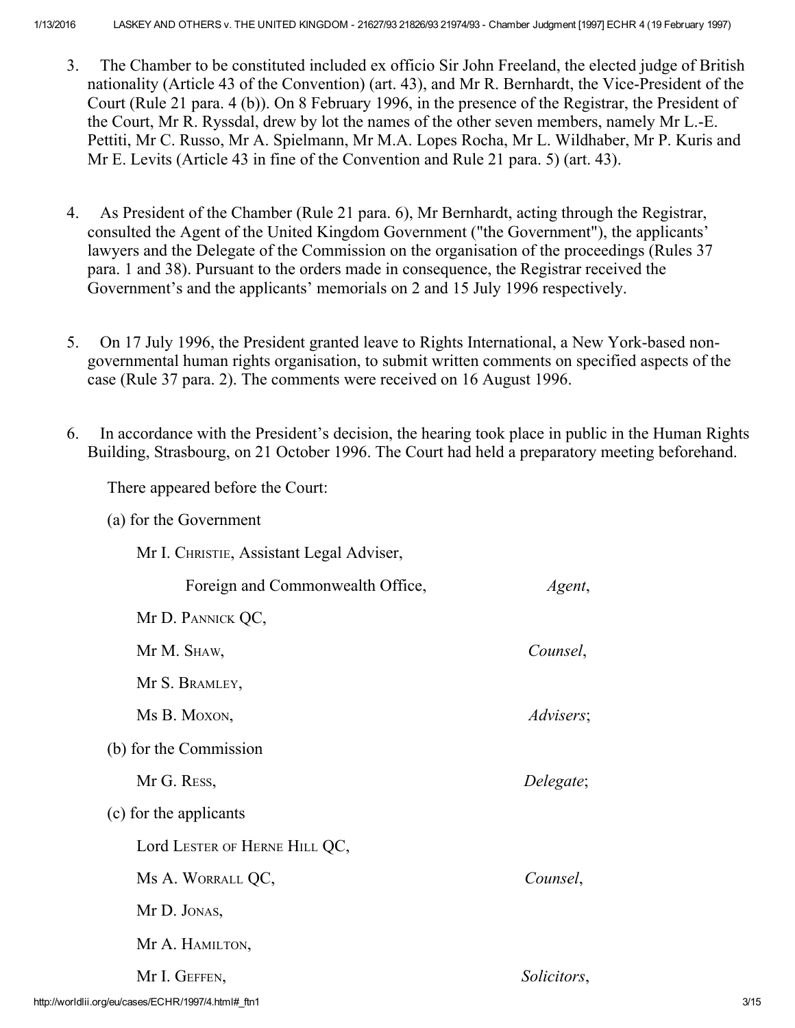3. The Chamber to be constituted included ex officio Sir John Freeland, the elected judge of British nationality (Article 43 of the Convention) (art. 43), and Mr R. Bernhardt, the Vice-President of the Court (Rule 21 para. 4 (b)). On 8 February 1996, in the presence of the Registrar, the President of the Court, Mr R. Ryssdal, drew by lot the names of the other seven members, namely Mr L.-E. Pettiti, Mr C. Russo, Mr A. Spielmann, Mr M.A. Lopes Rocha, Mr L. Wildhaber, Mr P. Kuris and Mr E. Levits (Article 43 in fine of the Convention and Rule 21 para. 5) (art. 43).

4. As President of the Chamber (Rule 21 para. 6), Mr Bernhardt, acting through the Registrar, consulted the Agent of the United Kingdom Government ("the Government"), the applicants' lawyers and the Delegate of the Commission on the organisation of the proceedings (Rules 37 para. 1 and 38). Pursuant to the orders made in consequence, the Registrar received the Government's and the applicants' memorials on 2 and 15 July 1996 respectively.

5. On 17 July 1996, the President granted leave to Rights International, a New York-based non-governmental human rights organisation, to submit written comments on specified aspects of the case (Rule 37 para. 2). The comments were received on 16 August 1996.

6. In accordance with the President's decision, the hearing took place in public in the Human Rights Building, Strasbourg, on 21 October 1996. The Court had held a preparatory meeting beforehand.

There appeared before the Court:

(a) for the Government

Mr I. Christie, Assistant Legal Adviser,
Foreign and Commonwealth Office, *Agent*,

Mr D. Pannick QC,
Mr M. Shaw, *Counsel*,

Mr S. Bramley,
Ms B. Moxon, *Advisers*;

(b) for the Commission

Mr G. Ress, *Delegate*;

(c) for the applicants

Lord Lester of Herne Hill QC,
Ms A. Worrall QC, *Counsel*,

Mr D. Jonas,
Mr A. Hamilton,
Mr I. Geffen, *Solicitors*,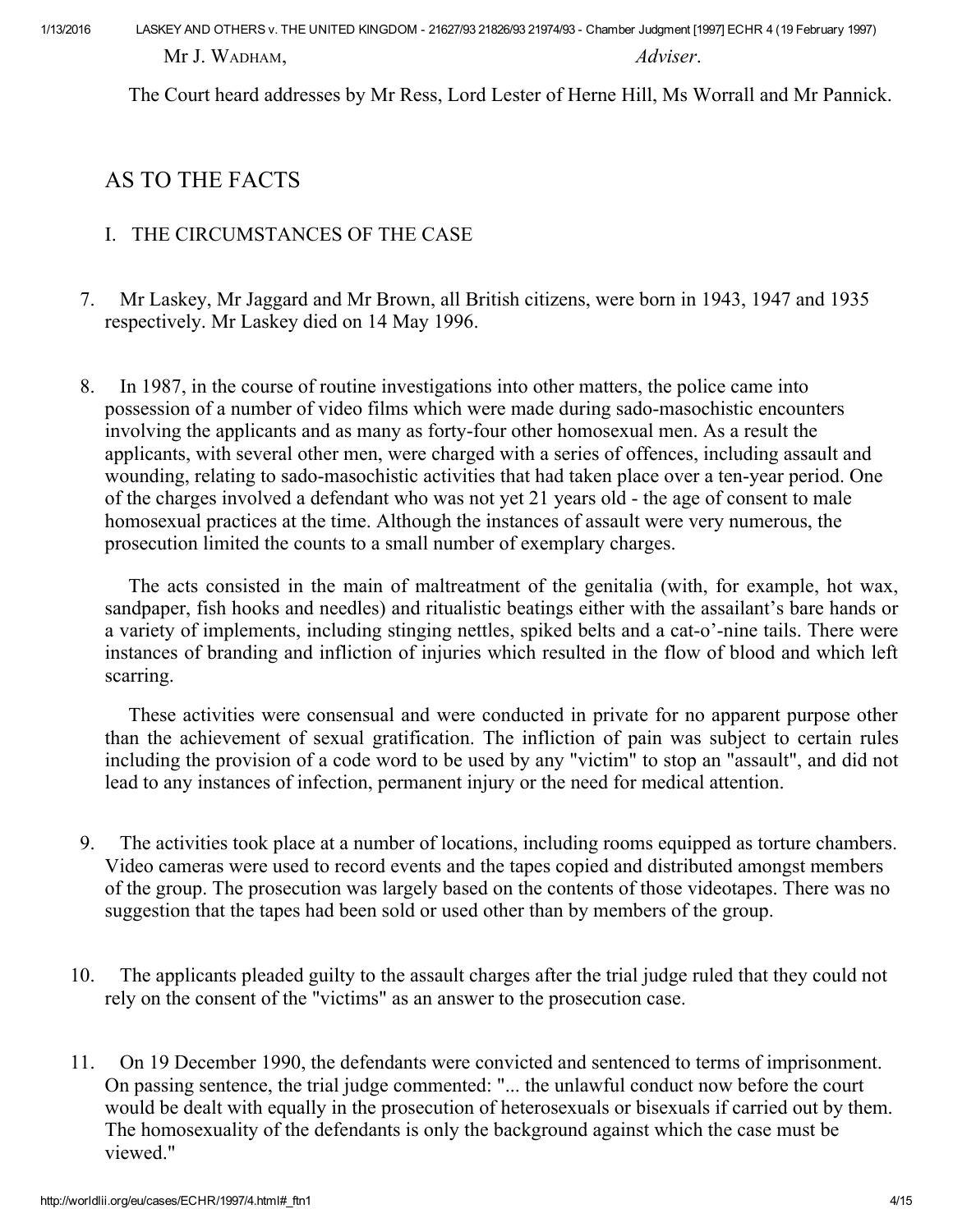Mr J. WADHAM, *Adviser*.

The Court heard addresses by Mr Ress, Lord Lester of Herne Hill, Ms Worrall and Mr Pannick.

## AS TO THE FACTS

### I. THE CIRCUMSTANCES OF THE CASE

7. Mr Laskey, Mr Jaggard and Mr Brown, all British citizens, were born in 1943, 1947 and 1935 respectively. Mr Laskey died on 14 May 1996.

8. In 1987, in the course of routine investigations into other matters, the police came into possession of a number of video films which were made during sado-masochistic encounters involving the applicants and as many as forty-four other homosexual men. As a result the applicants, with several other men, were charged with a series of offences, including assault and wounding, relating to sado-masochistic activities that had taken place over a ten-year period. One of the charges involved a defendant who was not yet 21 years old - the age of consent to male homosexual practices at the time. Although the instances of assault were very numerous, the prosecution limited the counts to a small number of exemplary charges.

The acts consisted in the main of maltreatment of the genitalia (with, for example, hot wax, sandpaper, fish hooks and needles) and ritualistic beatings either with the assailant's bare hands or a variety of implements, including stinging nettles, spiked belts and a cat-o'-nine tails. There were instances of branding and infliction of injuries which resulted in the flow of blood and which left scarring.

These activities were consensual and were conducted in private for no apparent purpose other than the achievement of sexual gratification. The infliction of pain was subject to certain rules including the provision of a code word to be used by any "victim" to stop an "assault", and did not lead to any instances of infection, permanent injury or the need for medical attention.

9. The activities took place at a number of locations, including rooms equipped as torture chambers. Video cameras were used to record events and the tapes copied and distributed amongst members of the group. The prosecution was largely based on the contents of those videotapes. There was no suggestion that the tapes had been sold or used other than by members of the group.

10. The applicants pleaded guilty to the assault charges after the trial judge ruled that they could not rely on the consent of the "victims" as an answer to the prosecution case.

11. On 19 December 1990, the defendants were convicted and sentenced to terms of imprisonment. On passing sentence, the trial judge commented: "... the unlawful conduct now before the court would be dealt with equally in the prosecution of heterosexuals or bisexuals if carried out by them. The homosexuality of the defendants is only the background against which the case must be viewed."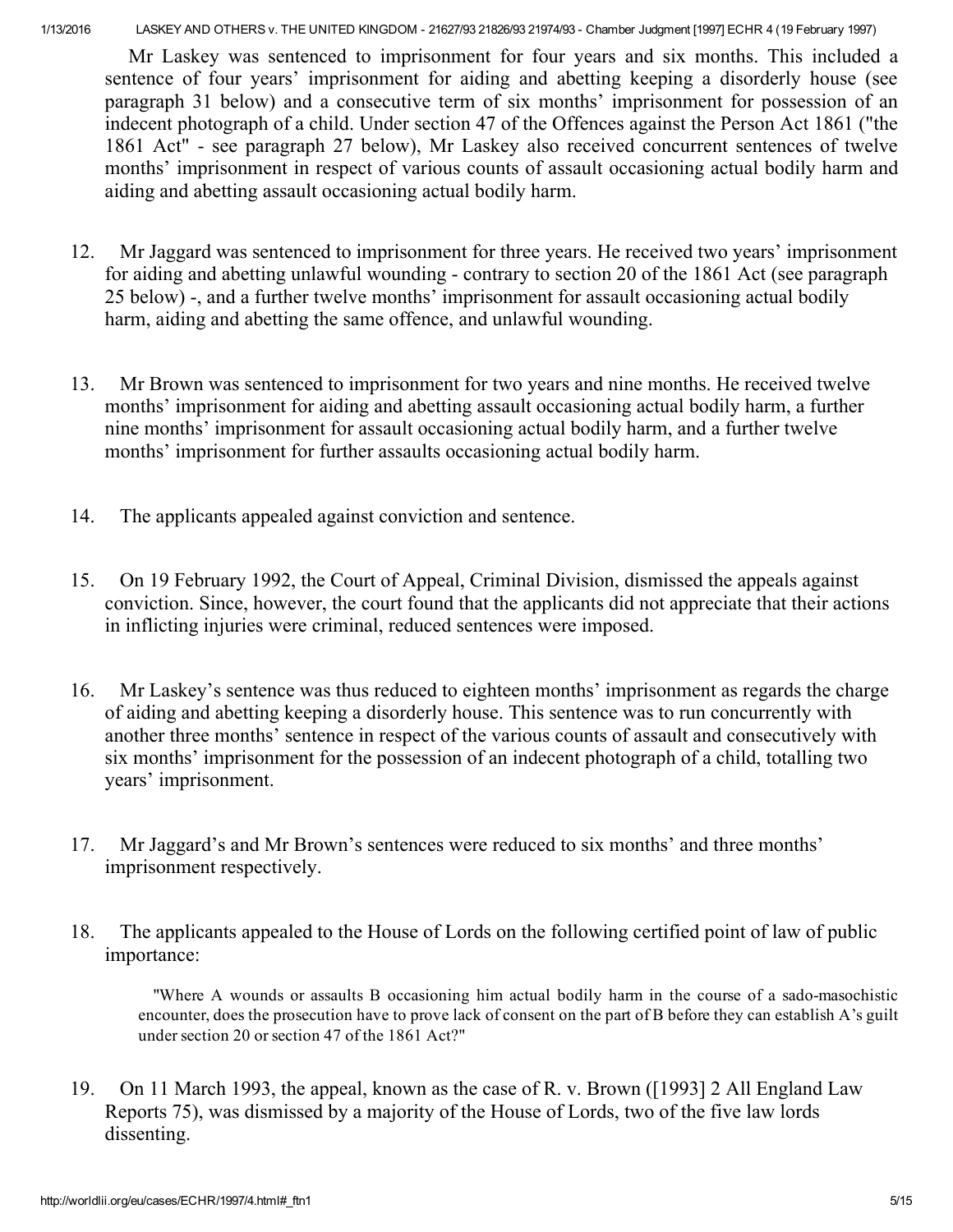Mr Laskey was sentenced to imprisonment for four years and six months. This included a sentence of four years' imprisonment for aiding and abetting keeping a disorderly house (see paragraph 31 below) and a consecutive term of six months' imprisonment for possession of an indecent photograph of a child. Under section 47 of the Offences against the Person Act 1861 ("the 1861 Act" - see paragraph 27 below), Mr Laskey also received concurrent sentences of twelve months' imprisonment in respect of various counts of assault occasioning actual bodily harm and aiding and abetting assault occasioning actual bodily harm.

12. Mr Jaggard was sentenced to imprisonment for three years. He received two years' imprisonment for aiding and abetting unlawful wounding - contrary to section 20 of the 1861 Act (see paragraph 25 below) -, and a further twelve months' imprisonment for assault occasioning actual bodily harm, aiding and abetting the same offence, and unlawful wounding.

13. Mr Brown was sentenced to imprisonment for two years and nine months. He received twelve months' imprisonment for aiding and abetting assault occasioning actual bodily harm, a further nine months' imprisonment for assault occasioning actual bodily harm, and a further twelve months' imprisonment for further assaults occasioning actual bodily harm.

14. The applicants appealed against conviction and sentence.

15. On 19 February 1992, the Court of Appeal, Criminal Division, dismissed the appeals against conviction. Since, however, the court found that the applicants did not appreciate that their actions in inflicting injuries were criminal, reduced sentences were imposed.

16. Mr Laskey's sentence was thus reduced to eighteen months' imprisonment as regards the charge of aiding and abetting keeping a disorderly house. This sentence was to run concurrently with another three months' sentence in respect of the various counts of assault and consecutively with six months' imprisonment for the possession of an indecent photograph of a child, totalling two years' imprisonment.

17. Mr Jaggard's and Mr Brown's sentences were reduced to six months' and three months' imprisonment respectively.

18. The applicants appealed to the House of Lords on the following certified point of law of public importance:

> "Where A wounds or assaults B occasioning him actual bodily harm in the course of a sado-masochistic encounter, does the prosecution have to prove lack of consent on the part of B before they can establish A's guilt under section 20 or section 47 of the 1861 Act?"

19. On 11 March 1993, the appeal, known as the case of R. v. Brown ([1993] 2 All England Law Reports 75), was dismissed by a majority of the House of Lords, two of the five law lords dissenting.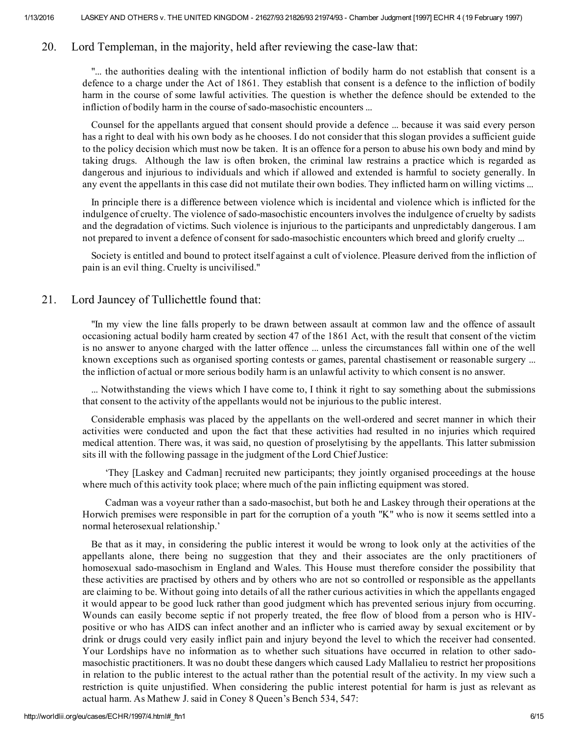20. Lord Templeman, in the majority, held after reviewing the case-law that:

> "... the authorities dealing with the intentional infliction of bodily harm do not establish that consent is a defence to a charge under the Act of 1861. They establish that consent is a defence to the infliction of bodily harm in the course of some lawful activities. The question is whether the defence should be extended to the infliction of bodily harm in the course of sado-masochistic encounters ...
>
> Counsel for the appellants argued that consent should provide a defence ... because it was said every person has a right to deal with his own body as he chooses. I do not consider that this slogan provides a sufficient guide to the policy decision which must now be taken. It is an offence for a person to abuse his own body and mind by taking drugs. Although the law is often broken, the criminal law restrains a practice which is regarded as dangerous and injurious to individuals and which if allowed and extended is harmful to society generally. In any event the appellants in this case did not mutilate their own bodies. They inflicted harm on willing victims ...
>
> In principle there is a difference between violence which is incidental and violence which is inflicted for the indulgence of cruelty. The violence of sado-masochistic encounters involves the indulgence of cruelty by sadists and the degradation of victims. Such violence is injurious to the participants and unpredictably dangerous. I am not prepared to invent a defence of consent for sado-masochistic encounters which breed and glorify cruelty ...
>
> Society is entitled and bound to protect itself against a cult of violence. Pleasure derived from the infliction of pain is an evil thing. Cruelty is uncivilised."

21. Lord Jauncey of Tullichettle found that:

> "In my view the line falls properly to be drawn between assault at common law and the offence of assault occasioning actual bodily harm created by section 47 of the 1861 Act, with the result that consent of the victim is no answer to anyone charged with the latter offence ... unless the circumstances fall within one of the well known exceptions such as organised sporting contests or games, parental chastisement or reasonable surgery ... the infliction of actual or more serious bodily harm is an unlawful activity to which consent is no answer.
>
> ... Notwithstanding the views which I have come to, I think it right to say something about the submissions that consent to the activity of the appellants would not be injurious to the public interest.
>
> Considerable emphasis was placed by the appellants on the well-ordered and secret manner in which their activities were conducted and upon the fact that these activities had resulted in no injuries which required medical attention. There was, it was said, no question of proselytising by the appellants. This latter submission sits ill with the following passage in the judgment of the Lord Chief Justice:
>
> > 'They [Laskey and Cadman] recruited new participants; they jointly organised proceedings at the house where much of this activity took place; where much of the pain inflicting equipment was stored.
> >
> > Cadman was a voyeur rather than a sado-masochist, but both he and Laskey through their operations at the Horwich premises were responsible in part for the corruption of a youth "K" who is now it seems settled into a normal heterosexual relationship.'
>
> Be that as it may, in considering the public interest it would be wrong to look only at the activities of the appellants alone, there being no suggestion that they and their associates are the only practitioners of homosexual sado-masochism in England and Wales. This House must therefore consider the possibility that these activities are practised by others and by others who are not so controlled or responsible as the appellants are claiming to be. Without going into details of all the rather curious activities in which the appellants engaged it would appear to be good luck rather than good judgment which has prevented serious injury from occurring. Wounds can easily become septic if not properly treated, the free flow of blood from a person who is HIV-positive or who has AIDS can infect another and an inflicter who is carried away by sexual excitement or by drink or drugs could very easily inflict pain and injury beyond the level to which the receiver had consented. Your Lordships have no information as to whether such situations have occurred in relation to other sado-masochistic practitioners. It was no doubt these dangers which caused Lady Mallalieu to restrict her propositions in relation to the public interest to the actual rather than the potential result of the activity. In my view such a restriction is quite unjustified. When considering the public interest potential for harm is just as relevant as actual harm. As Mathew J. said in Coney 8 Queen's Bench 534, 547: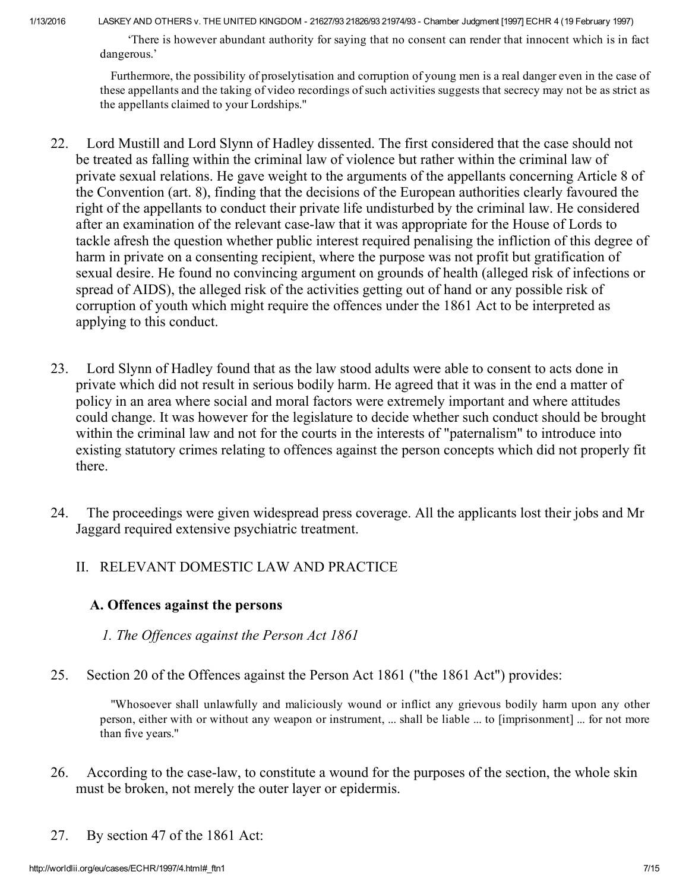'There is however abundant authority for saying that no consent can render that innocent which is in fact dangerous.'

Furthermore, the possibility of proselytisation and corruption of young men is a real danger even in the case of these appellants and the taking of video recordings of such activities suggests that secrecy may not be as strict as the appellants claimed to your Lordships."

22. Lord Mustill and Lord Slynn of Hadley dissented. The first considered that the case should not be treated as falling within the criminal law of violence but rather within the criminal law of private sexual relations. He gave weight to the arguments of the appellants concerning Article 8 of the Convention (art. 8), finding that the decisions of the European authorities clearly favoured the right of the appellants to conduct their private life undisturbed by the criminal law. He considered after an examination of the relevant case-law that it was appropriate for the House of Lords to tackle afresh the question whether public interest required penalising the infliction of this degree of harm in private on a consenting recipient, where the purpose was not profit but gratification of sexual desire. He found no convincing argument on grounds of health (alleged risk of infections or spread of AIDS), the alleged risk of the activities getting out of hand or any possible risk of corruption of youth which might require the offences under the 1861 Act to be interpreted as applying to this conduct.

23. Lord Slynn of Hadley found that as the law stood adults were able to consent to acts done in private which did not result in serious bodily harm. He agreed that it was in the end a matter of policy in an area where social and moral factors were extremely important and where attitudes could change. It was however for the legislature to decide whether such conduct should be brought within the criminal law and not for the courts in the interests of "paternalism" to introduce into existing statutory crimes relating to offences against the person concepts which did not properly fit there.

24. The proceedings were given widespread press coverage. All the applicants lost their jobs and Mr Jaggard required extensive psychiatric treatment.

## II. RELEVANT DOMESTIC LAW AND PRACTICE

### A. Offences against the persons

*1. The Offences against the Person Act 1861*

25. Section 20 of the Offences against the Person Act 1861 ("the 1861 Act") provides:

"Whosoever shall unlawfully and maliciously wound or inflict any grievous bodily harm upon any other person, either with or without any weapon or instrument, ... shall be liable ... to [imprisonment] ... for not more than five years."

26. According to the case-law, to constitute a wound for the purposes of the section, the whole skin must be broken, not merely the outer layer or epidermis.

27. By section 47 of the 1861 Act: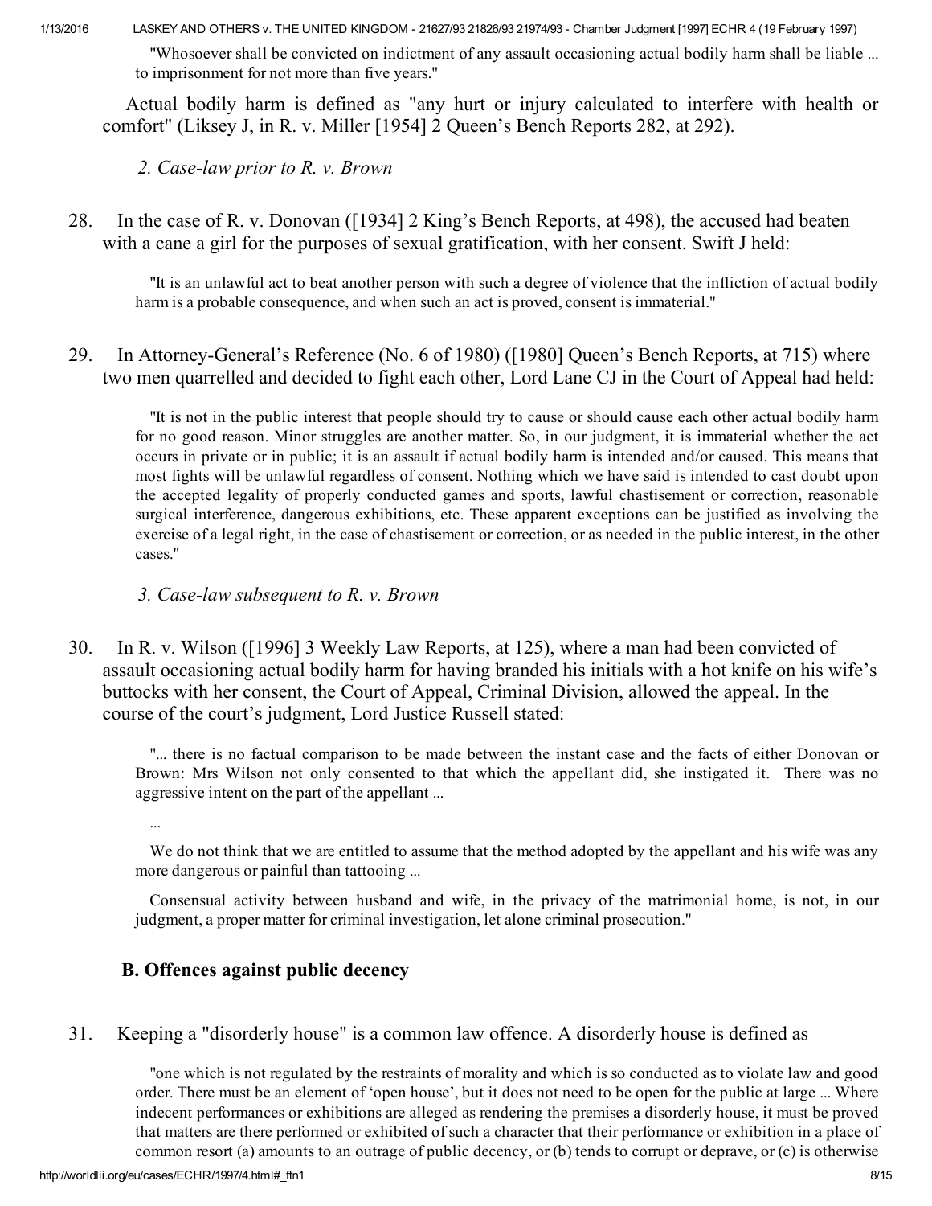> "Whosoever shall be convicted on indictment of any assault occasioning actual bodily harm shall be liable ... to imprisonment for not more than five years."

Actual bodily harm is defined as "any hurt or injury calculated to interfere with health or comfort" (Liksey J, in R. v. Miller [1954] 2 Queen's Bench Reports 282, at 292).

*2. Case-law prior to R. v. Brown*

28. In the case of R. v. Donovan ([1934] 2 King's Bench Reports, at 498), the accused had beaten with a cane a girl for the purposes of sexual gratification, with her consent. Swift J held:

> "It is an unlawful act to beat another person with such a degree of violence that the infliction of actual bodily harm is a probable consequence, and when such an act is proved, consent is immaterial."

29. In Attorney-General's Reference (No. 6 of 1980) ([1980] Queen's Bench Reports, at 715) where two men quarrelled and decided to fight each other, Lord Lane CJ in the Court of Appeal had held:

> "It is not in the public interest that people should try to cause or should cause each other actual bodily harm for no good reason. Minor struggles are another matter. So, in our judgment, it is immaterial whether the act occurs in private or in public; it is an assault if actual bodily harm is intended and/or caused. This means that most fights will be unlawful regardless of consent. Nothing which we have said is intended to cast doubt upon the accepted legality of properly conducted games and sports, lawful chastisement or correction, reasonable surgical interference, dangerous exhibitions, etc. These apparent exceptions can be justified as involving the exercise of a legal right, in the case of chastisement or correction, or as needed in the public interest, in the other cases."

*3. Case-law subsequent to R. v. Brown*

30. In R. v. Wilson ([1996] 3 Weekly Law Reports, at 125), where a man had been convicted of assault occasioning actual bodily harm for having branded his initials with a hot knife on his wife's buttocks with her consent, the Court of Appeal, Criminal Division, allowed the appeal. In the course of the court's judgment, Lord Justice Russell stated:

> "... there is no factual comparison to be made between the instant case and the facts of either Donovan or Brown: Mrs Wilson not only consented to that which the appellant did, she instigated it. There was no aggressive intent on the part of the appellant ...
>
> ...
>
> We do not think that we are entitled to assume that the method adopted by the appellant and his wife was any more dangerous or painful than tattooing ...
>
> Consensual activity between husband and wife, in the privacy of the matrimonial home, is not, in our judgment, a proper matter for criminal investigation, let alone criminal prosecution."

### B. Offences against public decency

31. Keeping a "disorderly house" is a common law offence. A disorderly house is defined as

> "one which is not regulated by the restraints of morality and which is so conducted as to violate law and good order. There must be an element of 'open house', but it does not need to be open for the public at large ... Where indecent performances or exhibitions are alleged as rendering the premises a disorderly house, it must be proved that matters are there performed or exhibited of such a character that their performance or exhibition in a place of common resort (a) amounts to an outrage of public decency, or (b) tends to corrupt or deprave, or (c) is otherwise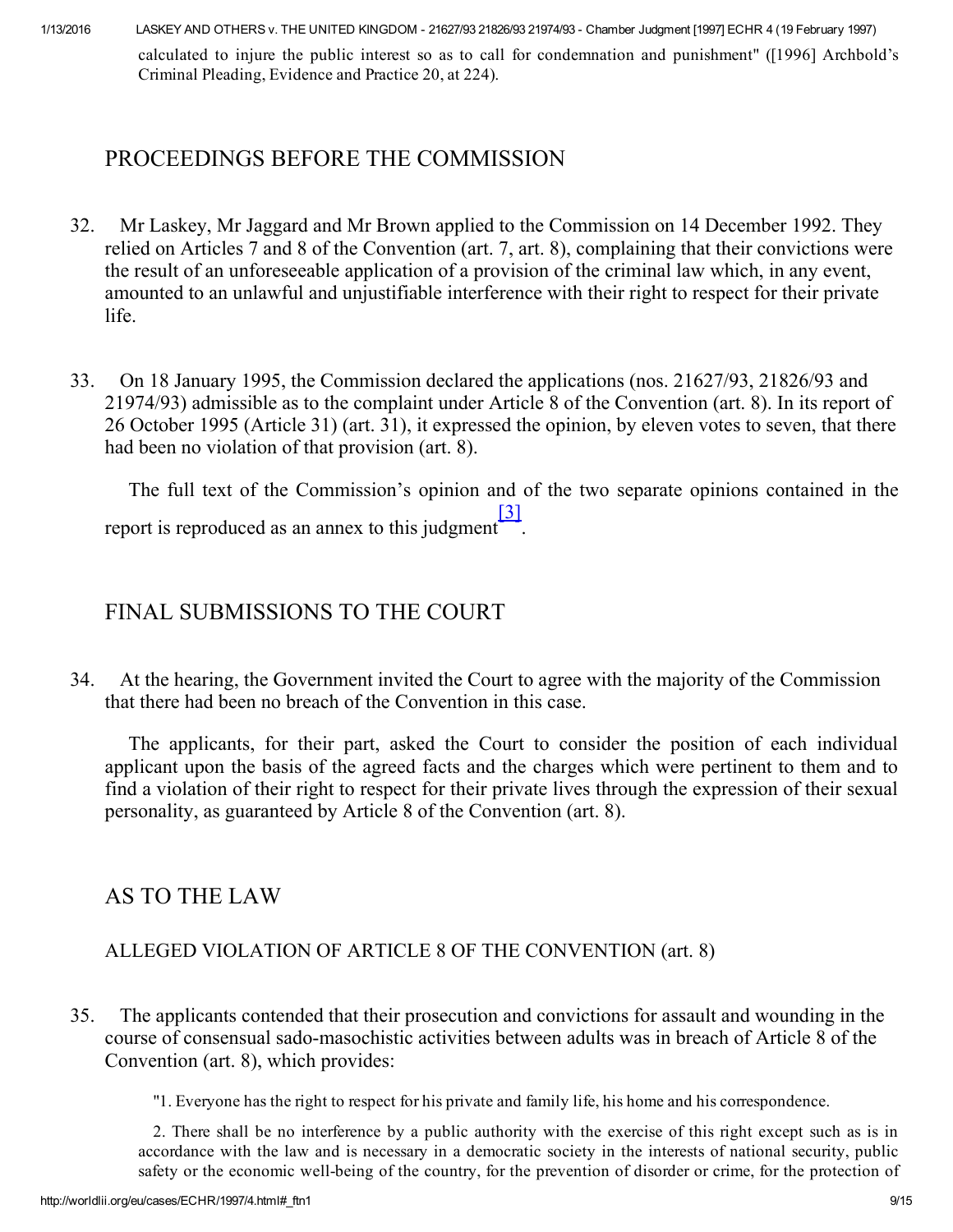calculated to injure the public interest so as to call for condemnation and punishment" ([1996] Archbold's Criminal Pleading, Evidence and Practice 20, at 224).

## PROCEEDINGS BEFORE THE COMMISSION

32. Mr Laskey, Mr Jaggard and Mr Brown applied to the Commission on 14 December 1992. They relied on Articles 7 and 8 of the Convention (art. 7, art. 8), complaining that their convictions were the result of an unforeseeable application of a provision of the criminal law which, in any event, amounted to an unlawful and unjustifiable interference with their right to respect for their private life.

33. On 18 January 1995, the Commission declared the applications (nos. 21627/93, 21826/93 and 21974/93) admissible as to the complaint under Article 8 of the Convention (art. 8). In its report of 26 October 1995 (Article 31) (art. 31), it expressed the opinion, by eleven votes to seven, that there had been no violation of that provision (art. 8).

The full text of the Commission's opinion and of the two separate opinions contained in the report is reproduced as an annex to this judgment[3].

## FINAL SUBMISSIONS TO THE COURT

34. At the hearing, the Government invited the Court to agree with the majority of the Commission that there had been no breach of the Convention in this case.

The applicants, for their part, asked the Court to consider the position of each individual applicant upon the basis of the agreed facts and the charges which were pertinent to them and to find a violation of their right to respect for their private lives through the expression of their sexual personality, as guaranteed by Article 8 of the Convention (art. 8).

## AS TO THE LAW

### ALLEGED VIOLATION OF ARTICLE 8 OF THE CONVENTION (art. 8)

35. The applicants contended that their prosecution and convictions for assault and wounding in the course of consensual sado-masochistic activities between adults was in breach of Article 8 of the Convention (art. 8), which provides:

> "1. Everyone has the right to respect for his private and family life, his home and his correspondence.
>
> 2. There shall be no interference by a public authority with the exercise of this right except such as is in accordance with the law and is necessary in a democratic society in the interests of national security, public safety or the economic well-being of the country, for the prevention of disorder or crime, for the protection of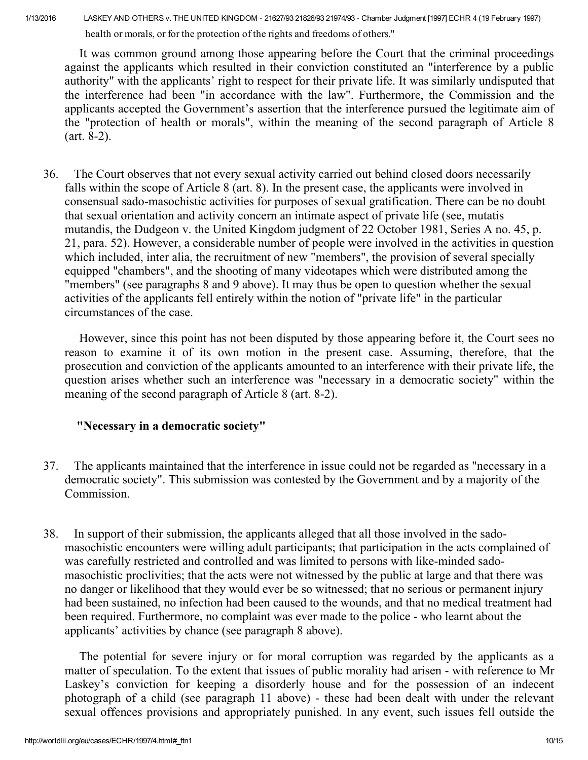health or morals, or for the protection of the rights and freedoms of others."

It was common ground among those appearing before the Court that the criminal proceedings against the applicants which resulted in their conviction constituted an "interference by a public authority" with the applicants' right to respect for their private life. It was similarly undisputed that the interference had been "in accordance with the law". Furthermore, the Commission and the applicants accepted the Government's assertion that the interference pursued the legitimate aim of the "protection of health or morals", within the meaning of the second paragraph of Article 8 (art. 8-2).

36. The Court observes that not every sexual activity carried out behind closed doors necessarily falls within the scope of Article 8 (art. 8). In the present case, the applicants were involved in consensual sado-masochistic activities for purposes of sexual gratification. There can be no doubt that sexual orientation and activity concern an intimate aspect of private life (see, mutatis mutandis, the Dudgeon v. the United Kingdom judgment of 22 October 1981, Series A no. 45, p. 21, para. 52). However, a considerable number of people were involved in the activities in question which included, inter alia, the recruitment of new "members", the provision of several specially equipped "chambers", and the shooting of many videotapes which were distributed among the "members" (see paragraphs 8 and 9 above). It may thus be open to question whether the sexual activities of the applicants fell entirely within the notion of "private life" in the particular circumstances of the case.

However, since this point has not been disputed by those appearing before it, the Court sees no reason to examine it of its own motion in the present case. Assuming, therefore, that the prosecution and conviction of the applicants amounted to an interference with their private life, the question arises whether such an interference was "necessary in a democratic society" within the meaning of the second paragraph of Article 8 (art. 8-2).

### "Necessary in a democratic society"

37. The applicants maintained that the interference in issue could not be regarded as "necessary in a democratic society". This submission was contested by the Government and by a majority of the Commission.

38. In support of their submission, the applicants alleged that all those involved in the sado-masochistic encounters were willing adult participants; that participation in the acts complained of was carefully restricted and controlled and was limited to persons with like-minded sado-masochistic proclivities; that the acts were not witnessed by the public at large and that there was no danger or likelihood that they would ever be so witnessed; that no serious or permanent injury had been sustained, no infection had been caused to the wounds, and that no medical treatment had been required. Furthermore, no complaint was ever made to the police - who learnt about the applicants' activities by chance (see paragraph 8 above).

The potential for severe injury or for moral corruption was regarded by the applicants as a matter of speculation. To the extent that issues of public morality had arisen - with reference to Mr Laskey's conviction for keeping a disorderly house and for the possession of an indecent photograph of a child (see paragraph 11 above) - these had been dealt with under the relevant sexual offences provisions and appropriately punished. In any event, such issues fell outside the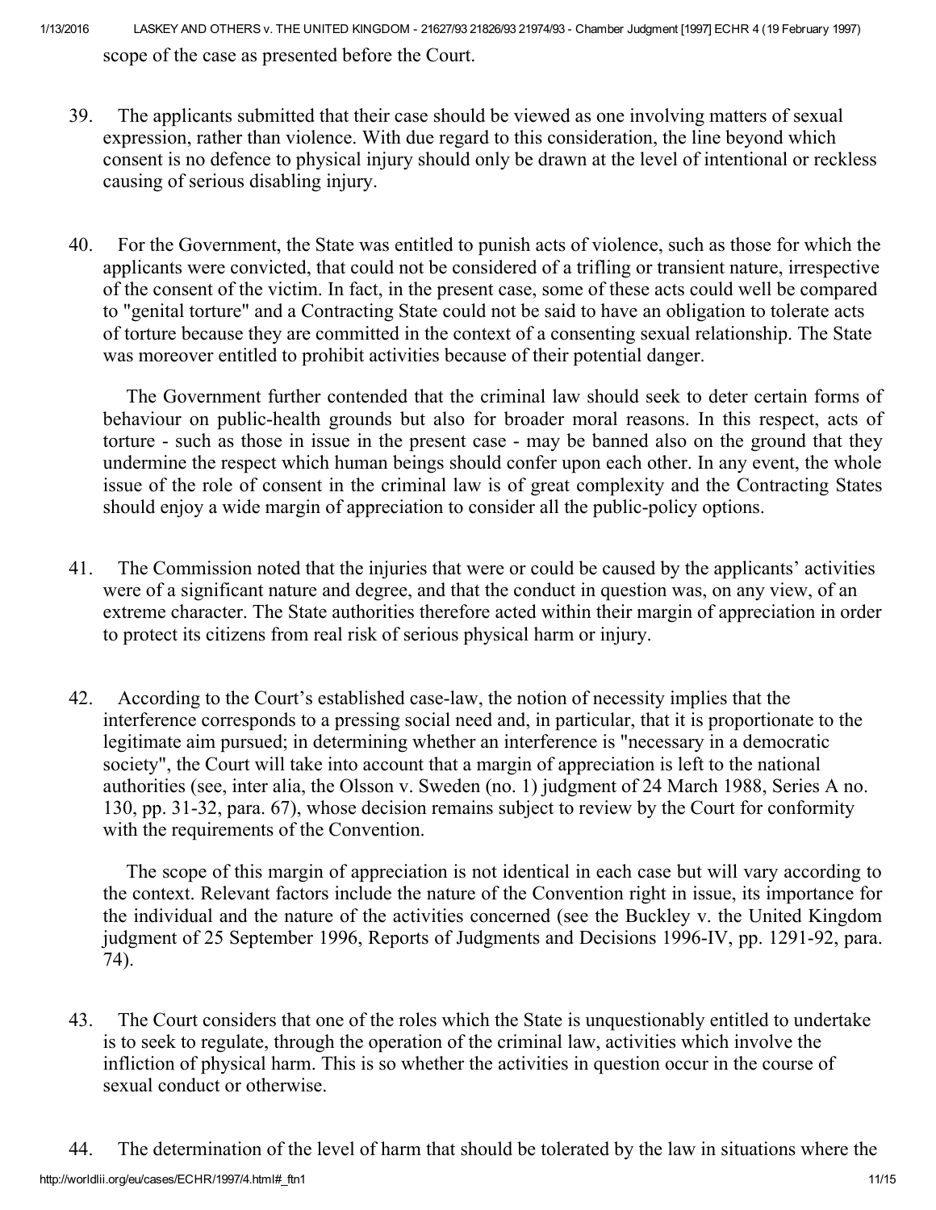scope of the case as presented before the Court.

39. The applicants submitted that their case should be viewed as one involving matters of sexual expression, rather than violence. With due regard to this consideration, the line beyond which consent is no defence to physical injury should only be drawn at the level of intentional or reckless causing of serious disabling injury.

40. For the Government, the State was entitled to punish acts of violence, such as those for which the applicants were convicted, that could not be considered of a trifling or transient nature, irrespective of the consent of the victim. In fact, in the present case, some of these acts could well be compared to "genital torture" and a Contracting State could not be said to have an obligation to tolerate acts of torture because they are committed in the context of a consenting sexual relationship. The State was moreover entitled to prohibit activities because of their potential danger.

The Government further contended that the criminal law should seek to deter certain forms of behaviour on public-health grounds but also for broader moral reasons. In this respect, acts of torture - such as those in issue in the present case - may be banned also on the ground that they undermine the respect which human beings should confer upon each other. In any event, the whole issue of the role of consent in the criminal law is of great complexity and the Contracting States should enjoy a wide margin of appreciation to consider all the public-policy options.

41. The Commission noted that the injuries that were or could be caused by the applicants' activities were of a significant nature and degree, and that the conduct in question was, on any view, of an extreme character. The State authorities therefore acted within their margin of appreciation in order to protect its citizens from real risk of serious physical harm or injury.

42. According to the Court's established case-law, the notion of necessity implies that the interference corresponds to a pressing social need and, in particular, that it is proportionate to the legitimate aim pursued; in determining whether an interference is "necessary in a democratic society", the Court will take into account that a margin of appreciation is left to the national authorities (see, inter alia, the Olsson v. Sweden (no. 1) judgment of 24 March 1988, Series A no. 130, pp. 31-32, para. 67), whose decision remains subject to review by the Court for conformity with the requirements of the Convention.

The scope of this margin of appreciation is not identical in each case but will vary according to the context. Relevant factors include the nature of the Convention right in issue, its importance for the individual and the nature of the activities concerned (see the Buckley v. the United Kingdom judgment of 25 September 1996, Reports of Judgments and Decisions 1996-IV, pp. 1291-92, para. 74).

43. The Court considers that one of the roles which the State is unquestionably entitled to undertake is to seek to regulate, through the operation of the criminal law, activities which involve the infliction of physical harm. This is so whether the activities in question occur in the course of sexual conduct or otherwise.

44. The determination of the level of harm that should be tolerated by the law in situations where the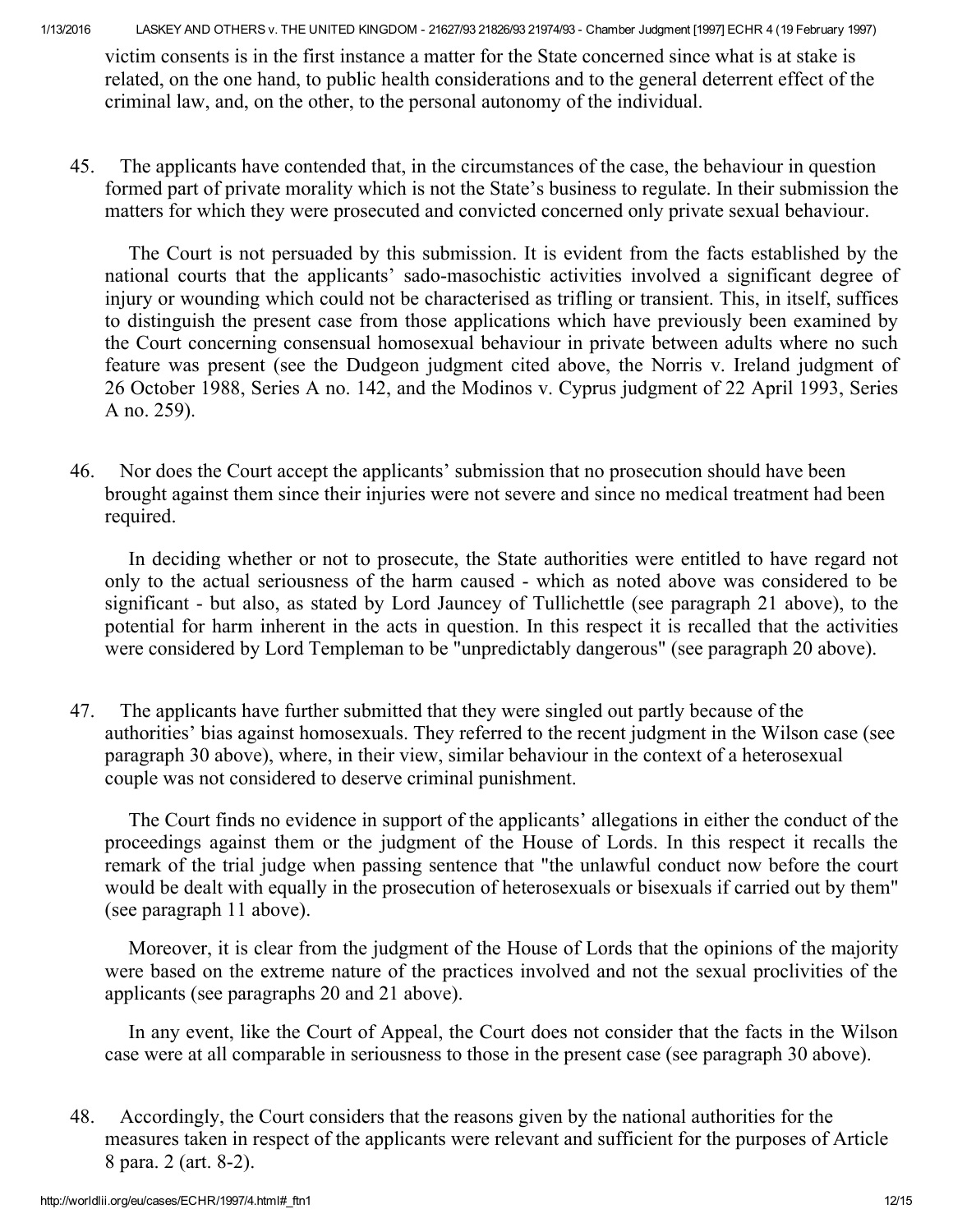victim consents is in the first instance a matter for the State concerned since what is at stake is related, on the one hand, to public health considerations and to the general deterrent effect of the criminal law, and, on the other, to the personal autonomy of the individual.

45. The applicants have contended that, in the circumstances of the case, the behaviour in question formed part of private morality which is not the State's business to regulate. In their submission the matters for which they were prosecuted and convicted concerned only private sexual behaviour.

The Court is not persuaded by this submission. It is evident from the facts established by the national courts that the applicants' sado-masochistic activities involved a significant degree of injury or wounding which could not be characterised as trifling or transient. This, in itself, suffices to distinguish the present case from those applications which have previously been examined by the Court concerning consensual homosexual behaviour in private between adults where no such feature was present (see the Dudgeon judgment cited above, the Norris v. Ireland judgment of 26 October 1988, Series A no. 142, and the Modinos v. Cyprus judgment of 22 April 1993, Series A no. 259).

46. Nor does the Court accept the applicants' submission that no prosecution should have been brought against them since their injuries were not severe and since no medical treatment had been required.

In deciding whether or not to prosecute, the State authorities were entitled to have regard not only to the actual seriousness of the harm caused - which as noted above was considered to be significant - but also, as stated by Lord Jauncey of Tullichettle (see paragraph 21 above), to the potential for harm inherent in the acts in question. In this respect it is recalled that the activities were considered by Lord Templeman to be "unpredictably dangerous" (see paragraph 20 above).

47. The applicants have further submitted that they were singled out partly because of the authorities' bias against homosexuals. They referred to the recent judgment in the Wilson case (see paragraph 30 above), where, in their view, similar behaviour in the context of a heterosexual couple was not considered to deserve criminal punishment.

The Court finds no evidence in support of the applicants' allegations in either the conduct of the proceedings against them or the judgment of the House of Lords. In this respect it recalls the remark of the trial judge when passing sentence that "the unlawful conduct now before the court would be dealt with equally in the prosecution of heterosexuals or bisexuals if carried out by them" (see paragraph 11 above).

Moreover, it is clear from the judgment of the House of Lords that the opinions of the majority were based on the extreme nature of the practices involved and not the sexual proclivities of the applicants (see paragraphs 20 and 21 above).

In any event, like the Court of Appeal, the Court does not consider that the facts in the Wilson case were at all comparable in seriousness to those in the present case (see paragraph 30 above).

48. Accordingly, the Court considers that the reasons given by the national authorities for the measures taken in respect of the applicants were relevant and sufficient for the purposes of Article 8 para. 2 (art. 8-2).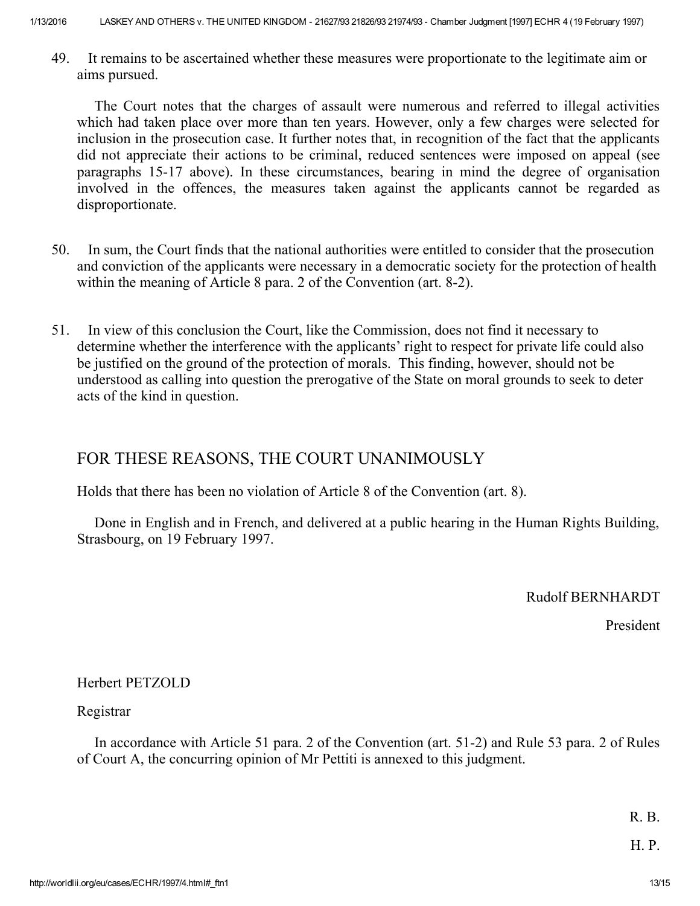49. It remains to be ascertained whether these measures were proportionate to the legitimate aim or aims pursued.

The Court notes that the charges of assault were numerous and referred to illegal activities which had taken place over more than ten years. However, only a few charges were selected for inclusion in the prosecution case. It further notes that, in recognition of the fact that the applicants did not appreciate their actions to be criminal, reduced sentences were imposed on appeal (see paragraphs 15-17 above). In these circumstances, bearing in mind the degree of organisation involved in the offences, the measures taken against the applicants cannot be regarded as disproportionate.

50. In sum, the Court finds that the national authorities were entitled to consider that the prosecution and conviction of the applicants were necessary in a democratic society for the protection of health within the meaning of Article 8 para. 2 of the Convention (art. 8-2).

51. In view of this conclusion the Court, like the Commission, does not find it necessary to determine whether the interference with the applicants' right to respect for private life could also be justified on the ground of the protection of morals. This finding, however, should not be understood as calling into question the prerogative of the State on moral grounds to seek to deter acts of the kind in question.

## FOR THESE REASONS, THE COURT UNANIMOUSLY

Holds that there has been no violation of Article 8 of the Convention (art. 8).

Done in English and in French, and delivered at a public hearing in the Human Rights Building, Strasbourg, on 19 February 1997.

Rudolf BERNHARDT

President

Herbert PETZOLD

Registrar

In accordance with Article 51 para. 2 of the Convention (art. 51-2) and Rule 53 para. 2 of Rules of Court A, the concurring opinion of Mr Pettiti is annexed to this judgment.

R. B.

H. P.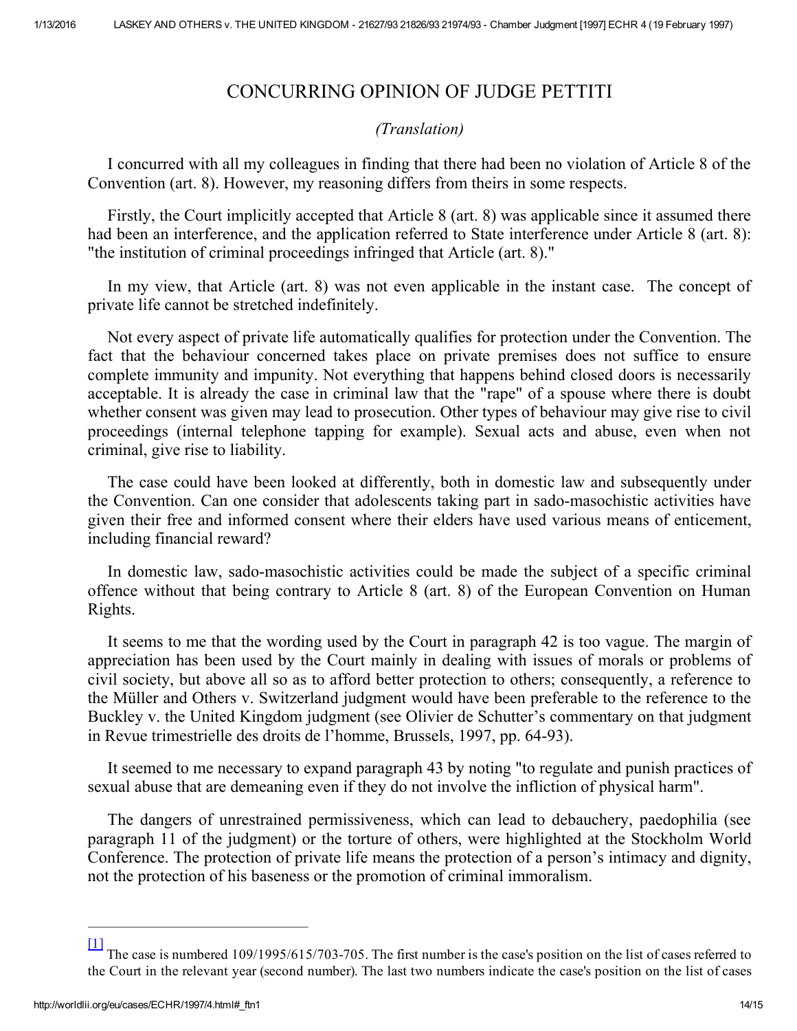# CONCURRING OPINION OF JUDGE PETTITI

*(Translation)*

I concurred with all my colleagues in finding that there had been no violation of Article 8 of the Convention (art. 8). However, my reasoning differs from theirs in some respects.

Firstly, the Court implicitly accepted that Article 8 (art. 8) was applicable since it assumed there had been an interference, and the application referred to State interference under Article 8 (art. 8): "the institution of criminal proceedings infringed that Article (art. 8)."

In my view, that Article (art. 8) was not even applicable in the instant case. The concept of private life cannot be stretched indefinitely.

Not every aspect of private life automatically qualifies for protection under the Convention. The fact that the behaviour concerned takes place on private premises does not suffice to ensure complete immunity and impunity. Not everything that happens behind closed doors is necessarily acceptable. It is already the case in criminal law that the "rape" of a spouse where there is doubt whether consent was given may lead to prosecution. Other types of behaviour may give rise to civil proceedings (internal telephone tapping for example). Sexual acts and abuse, even when not criminal, give rise to liability.

The case could have been looked at differently, both in domestic law and subsequently under the Convention. Can one consider that adolescents taking part in sado-masochistic activities have given their free and informed consent where their elders have used various means of enticement, including financial reward?

In domestic law, sado-masochistic activities could be made the subject of a specific criminal offence without that being contrary to Article 8 (art. 8) of the European Convention on Human Rights.

It seems to me that the wording used by the Court in paragraph 42 is too vague. The margin of appreciation has been used by the Court mainly in dealing with issues of morals or problems of civil society, but above all so as to afford better protection to others; consequently, a reference to the Müller and Others v. Switzerland judgment would have been preferable to the reference to the Buckley v. the United Kingdom judgment (see Olivier de Schutter's commentary on that judgment in Revue trimestrielle des droits de l'homme, Brussels, 1997, pp. 64-93).

It seemed to me necessary to expand paragraph 43 by noting "to regulate and punish practices of sexual abuse that are demeaning even if they do not involve the infliction of physical harm".

The dangers of unrestrained permissiveness, which can lead to debauchery, paedophilia (see paragraph 11 of the judgment) or the torture of others, were highlighted at the Stockholm World Conference. The protection of private life means the protection of a person's intimacy and dignity, not the protection of his baseness or the promotion of criminal immoralism.

---

[1] The case is numbered 109/1995/615/703-705. The first number is the case's position on the list of cases referred to the Court in the relevant year (second number). The last two numbers indicate the case's position on the list of cases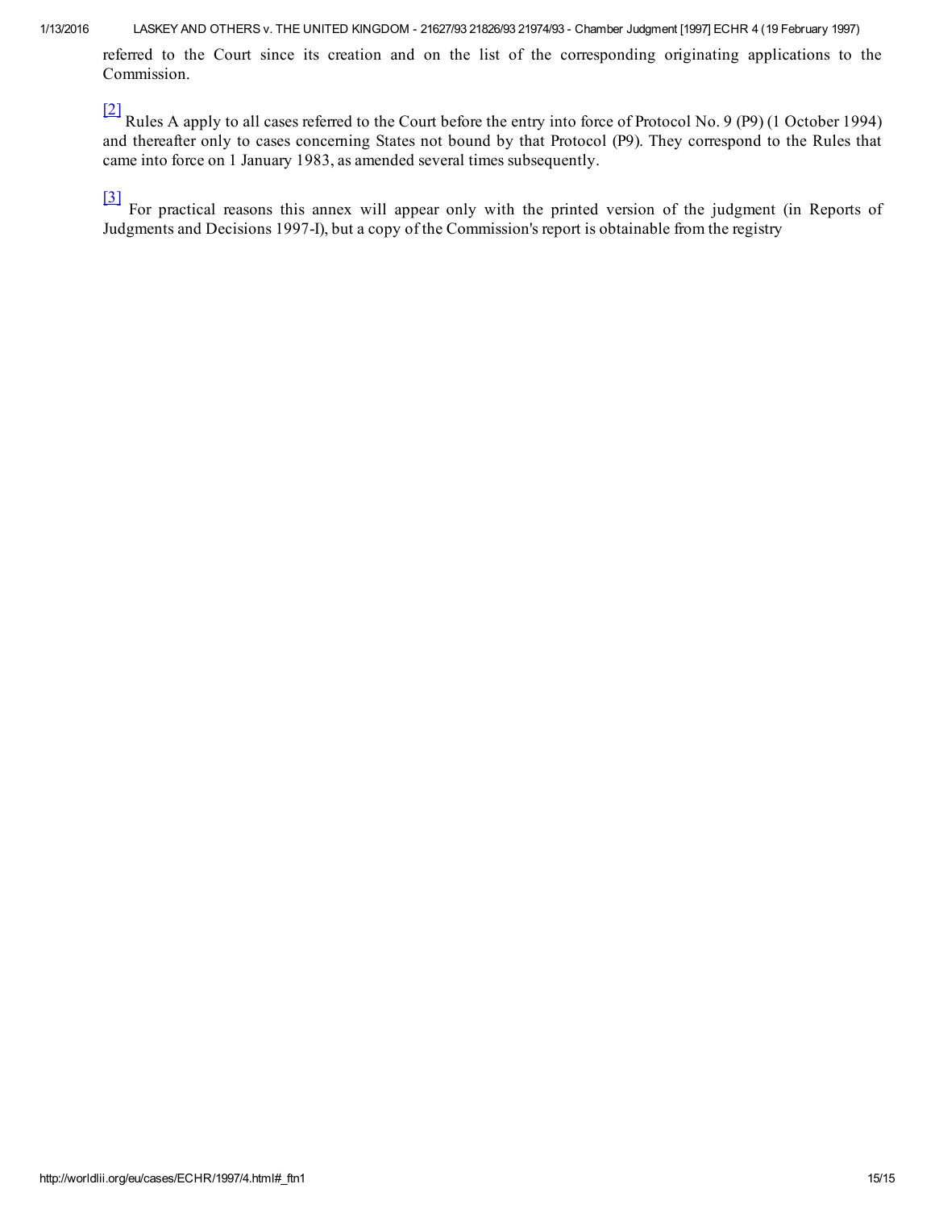referred to the Court since its creation and on the list of the corresponding originating applications to the Commission.

[2] Rules A apply to all cases referred to the Court before the entry into force of Protocol No. 9 (P9) (1 October 1994) and thereafter only to cases concerning States not bound by that Protocol (P9). They correspond to the Rules that came into force on 1 January 1983, as amended several times subsequently.

[3] For practical reasons this annex will appear only with the printed version of the judgment (in Reports of Judgments and Decisions 1997-I), but a copy of the Commission's report is obtainable from the registry